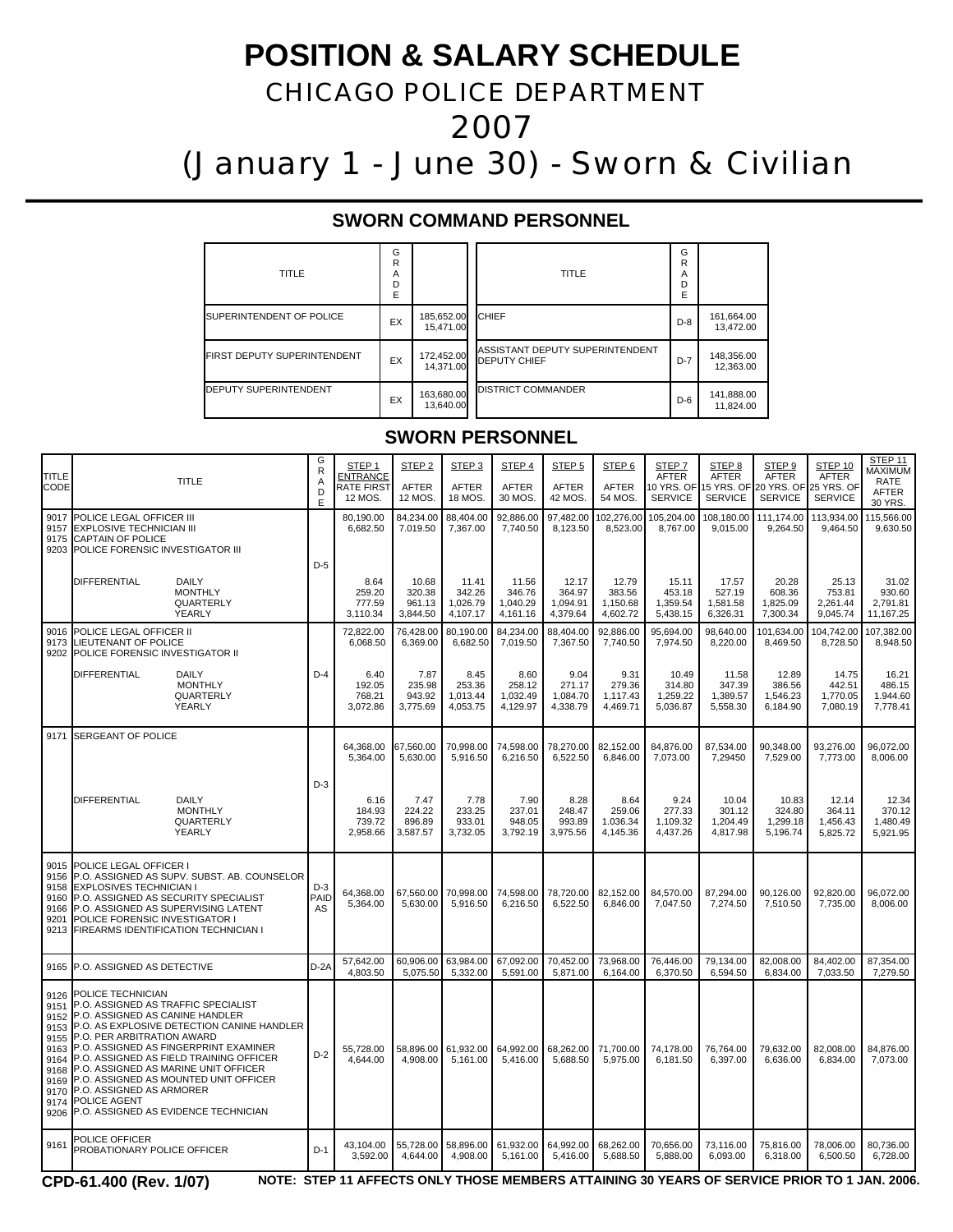# POSITION & SALARY SCHEDULE

## CHICAGO POLICE DEPARTMENT

## 2007

## (January 1 - June 30) - Sworn & Civilian

### SWORN COMMAND PERSONNEL

| TITLE | GRADE | | TITLE | GRADE | |
|---|---|---|---|---|---|
| SUPERINTENDENT OF POLICE | EX | 185,652.00<br>15,471.00 | CHIEF | D-8 | 161,664.00<br>13,472.00 |
| FIRST DEPUTY SUPERINTENDENT | EX | 172,452.00<br>14,371.00 | ASSISTANT DEPUTY SUPERINTENDENT<br>DEPUTY CHIEF | D-7 | 148,356.00<br>12,363.00 |
| DEPUTY SUPERINTENDENT | EX | 163,680.00<br>13,640.00 | DISTRICT COMMANDER | D-6 | 141,888.00<br>11,824.00 |

### SWORN PERSONNEL

| TITLE CODE | TITLE | | GRADE | STEP 1 ENTRANCE RATE FIRST 12 MOS. | STEP 2 AFTER 12 MOS. | STEP 3 AFTER 18 MOS. | STEP 4 AFTER 30 MOS. | STEP 5 AFTER 42 MOS. | STEP 6 AFTER 54 MOS. | STEP 7 AFTER 10 YRS. OF SERVICE | STEP 8 AFTER 15 YRS. OF SERVICE | STEP 9 AFTER 20 YRS. OF SERVICE | STEP 10 AFTER 25 YRS. OF SERVICE | STEP 11 MAXIMUM RATE AFTER 30 YRS. |
|---|---|---|---|---|---|---|---|---|---|---|---|---|---|---|
| 9017<br>9157<br>9175<br>9203 | POLICE LEGAL OFFICER III<br>EXPLOSIVE TECHNICIAN III<br>CAPTAIN OF POLICE<br>POLICE FORENSIC INVESTIGATOR III | | D-5 | 80,190.00<br>6,682.50 | 84,234.00<br>7,019.50 | 88,404.00<br>7,367.00 | 92,886.00<br>7,740.50 | 97,482.00<br>8,123.50 | 102,276.00<br>8,523.00 | 105,204.00<br>8,767.00 | 108,180.00<br>9,015.00 | 111,174.00<br>9,264.50 | 113,934.00<br>9,464.50 | 115,566.00<br>9,630.50 |
| | DIFFERENTIAL | DAILY<br>MONTHLY<br>QUARTERLY<br>YEARLY | | 8.64<br>259.20<br>777.59<br>3,110.34 | 10.68<br>320.38<br>961.13<br>3,844.50 | 11.41<br>342.26<br>1,026.79<br>4,107.17 | 11.56<br>346.76<br>1,040.29<br>4,161.16 | 12.17<br>364.97<br>1,094.91<br>4,379.64 | 12.79<br>383.56<br>1,150.68<br>4,602.72 | 15.11<br>453.18<br>1,359.54<br>5,438.15 | 17.57<br>527.19<br>1,581.58<br>6,326.31 | 20.28<br>608.36<br>1,825.09<br>7,300.34 | 25.13<br>753.81<br>2,261.44<br>9,045.74 | 31.02<br>930.60<br>2,791.81<br>11,167.25 |
| 9016<br>9173<br>9202 | POLICE LEGAL OFFICER II<br>LIEUTENANT OF POLICE<br>POLICE FORENSIC INVESTIGATOR II | | D-4 | 72,822.00<br>6,068.50 | 76,428.00<br>6,369.00 | 80,190.00<br>6,682.50 | 84,234.00<br>7,019.50 | 88,404.00<br>7,367.50 | 92,886.00<br>7,740.50 | 95,694.00<br>7,974.50 | 98,640.00<br>8,220.00 | 101,634.00<br>8,469.50 | 104,742.00<br>8,728.50 | 107,382.00<br>8,948.50 |
| | DIFFERENTIAL | DAILY<br>MONTHLY<br>QUARTERLY<br>YEARLY | | 6.40<br>192.05<br>768.21<br>3,072.86 | 7.87<br>235.98<br>943.92<br>3,775.69 | 8.45<br>253.36<br>1,013.44<br>4,053.75 | 8.60<br>258.12<br>1,032.49<br>4,129.97 | 9.04<br>271.17<br>1,084.70<br>4,338.79 | 9.31<br>279.36<br>1,117.43<br>4,469.71 | 10.49<br>314.80<br>1,259.22<br>5,036.87 | 11.58<br>347.39<br>1,389.57<br>5,558.30 | 12.89<br>386.56<br>1,546.23<br>6,184.90 | 14.75<br>442.51<br>1,770.05<br>7,080.19 | 16.21<br>486.15<br>1.944.60<br>7,778.41 |
| 9171 | SERGEANT OF POLICE | | D-3 | 64,368.00<br>5,364.00 | 67,560.00<br>5,630.00 | 70,998.00<br>5,916.50 | 74,598.00<br>6,216.50 | 78,270.00<br>6,522.50 | 82,152.00<br>6,846.00 | 84,876.00<br>7,073.00 | 87,534.00<br>7,29450 | 90,348.00<br>7,529.00 | 93,276.00<br>7,773.00 | 96,072.00<br>8,006.00 |
| | DIFFERENTIAL | DAILY<br>MONTHLY<br>QUARTERLY<br>YEARLY | | 6.16<br>184.93<br>739.72<br>2,958.66 | 7.47<br>224.22<br>896.89<br>3,587.57 | 7.78<br>233.25<br>933.01<br>3,732.05 | 7.90<br>237.01<br>948.05<br>3,792.19 | 8.28<br>248.47<br>993.89<br>3,975.56 | 8.64<br>259.06<br>1.036.34<br>4,145.36 | 9.24<br>277.33<br>1,109.32<br>4,437.26 | 10.04<br>301.12<br>1,204.49<br>4,817.98 | 10.83<br>324.80<br>1,299.18<br>5,196.74 | 12.14<br>364.11<br>1,456.43<br>5,825.72 | 12.34<br>370.12<br>1,480.49<br>5,921.95 |
| 9015<br>9156<br>9158<br>9160<br>9166<br>9201<br>9213 | POLICE LEGAL OFFICER I<br>P.O. ASSIGNED AS SUPV. SUBST. AB. COUNSELOR<br>EXPLOSIVES TECHNICIAN I<br>P.O. ASSIGNED AS SECURITY SPECIALIST<br>P.O. ASSIGNED AS SUPERVISING LATENT<br>POLICE FORENSIC INVESTIGATOR I<br>FIREARMS IDENTIFICATION TECHNICIAN I | | D-3 PAID AS | 64,368.00<br>5,364.00 | 67,560.00<br>5,630.00 | 70,998.00<br>5,916.50 | 74,598.00<br>6,216.50 | 78,720.00<br>6,522.50 | 82,152.00<br>6,846.00 | 84,570.00<br>7,047.50 | 87,294.00<br>7,274.50 | 90,126.00<br>7,510.50 | 92,820.00<br>7,735.00 | 96,072.00<br>8,006.00 |
| 9165 | P.O. ASSIGNED AS DETECTIVE | | D-2A | 57,642.00<br>4,803.50 | 60,906.00<br>5,075.50 | 63,984.00<br>5,332.00 | 67,092.00<br>5,591.00 | 70,452.00<br>5,871.00 | 73,968.00<br>6,164.00 | 76,446.00<br>6,370.50 | 79,134.00<br>6,594.50 | 82,008.00<br>6,834.00 | 84,402.00<br>7,033.50 | 87,354.00<br>7,279.50 |
| 9126<br>9151<br>9152<br>9153<br>9155<br>9163<br>9164<br>9168<br>9169<br>9170<br>9174<br>9206 | POLICE TECHNICIAN<br>P.O. ASSIGNED AS TRAFFIC SPECIALIST<br>P.O. ASSIGNED AS CANINE HANDLER<br>P.O. AS EXPLOSIVE DETECTION CANINE HANDLER<br>P.O. PER ARBITRATION AWARD<br>P.O. ASSIGNED AS FINGERPRINT EXAMINER<br>P.O. ASSIGNED AS FIELD TRAINING OFFICER<br>P.O. ASSIGNED AS MARINE UNIT OFFICER<br>P.O. ASSIGNED AS MOUNTED UNIT OFFICER<br>P.O. ASSIGNED AS ARMORER<br>POLICE AGENT<br>P.O. ASSIGNED AS EVIDENCE TECHNICIAN | | D-2 | 55,728.00<br>4,644.00 | 58,896.00<br>4,908.00 | 61,932.00<br>5,161.00 | 64,992.00<br>5,416.00 | 68,262.00<br>5,688.50 | 71,700.00<br>5,975.00 | 74,178.00<br>6,181.50 | 76,764.00<br>6,397.00 | 79,632.00<br>6,636.00 | 82,008.00<br>6,834.00 | 84,876.00<br>7,073.00 |
| 9161 | POLICE OFFICER<br>PROBATIONARY POLICE OFFICER | | D-1 | 43,104.00<br>3,592.00 | 55,728.00<br>4,644.00 | 58,896.00<br>4,908.00 | 61,932.00<br>5,161.00 | 64,992.00<br>5,416.00 | 68,262.00<br>5,688.50 | 70,656.00<br>5,888.00 | 73,116.00<br>6,093.00 | 75,816.00<br>6,318.00 | 78,006.00<br>6,500.50 | 80,736.00<br>6,728.00 |

**CPD-61.400 (Rev. 1/07)**

**NOTE: STEP 11 AFFECTS ONLY THOSE MEMBERS ATTAINING 30 YEARS OF SERVICE PRIOR TO 1 JAN. 2006.**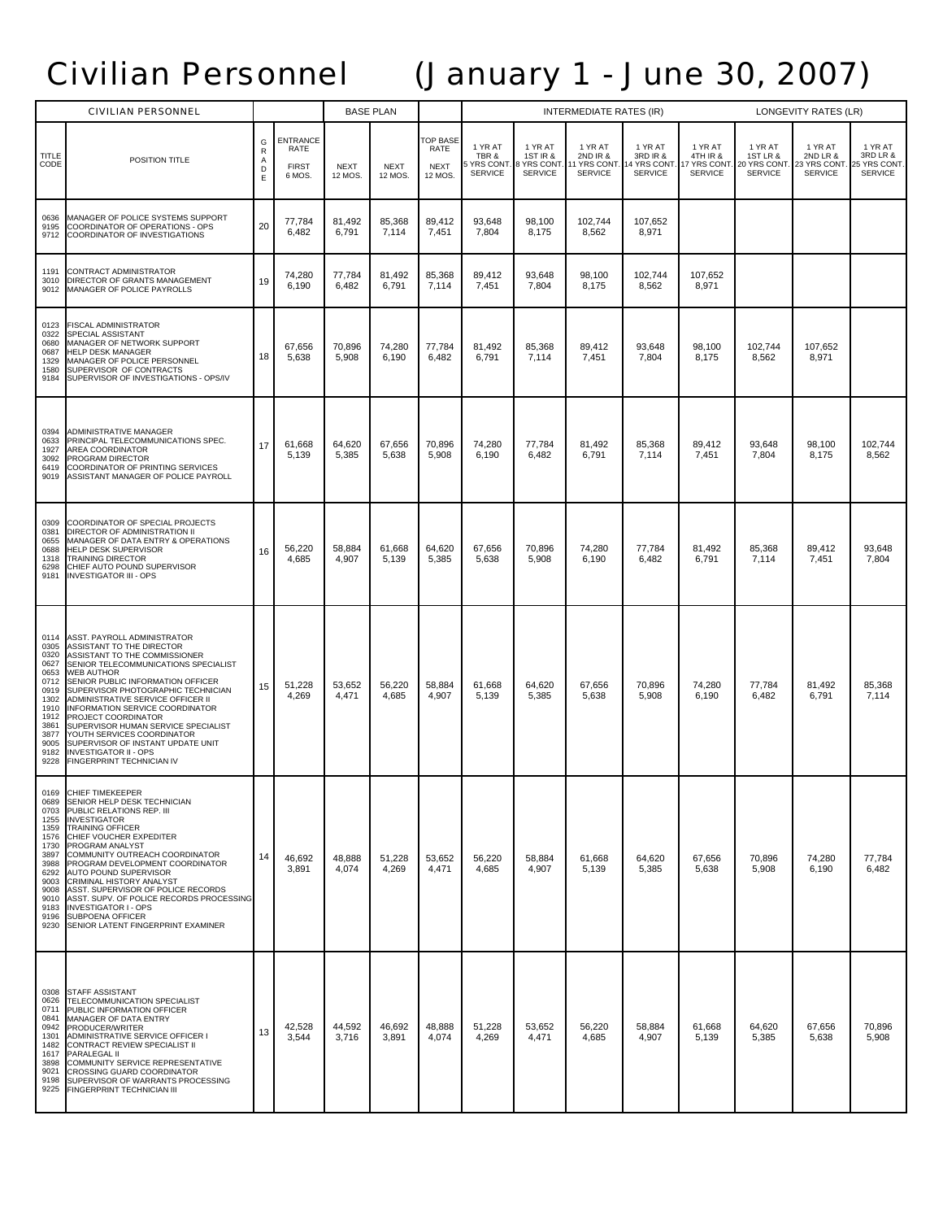# Civilian Personnel (January 1 - June 30, 2007)

| CIVILIAN PERSONNEL | | | BASE PLAN | | | | INTERMEDIATE RATES (IR) | | | | LONGEVITY RATES (LR) | | | |
|---|---|---|---|---|---|---|---|---|---|---|---|---|---|---|
| TITLE CODE | POSITION TITLE | GRADE | ENTRANCE RATE FIRST 6 MOS. | NEXT 12 MOS. | NEXT 12 MOS. | TOP BASE RATE NEXT 12 MOS. | 1 YR AT TBR & 5 YRS CONT. SERVICE | 1 YR AT 1ST IR & 8 YRS CONT. SERVICE | 1 YR AT 2ND IR & 11 YRS CONT. SERVICE | 1 YR AT 3RD IR & 14 YRS CONT. SERVICE | 1 YR AT 4TH IR & 17 YRS CONT. SERVICE | 1 YR AT 1ST LR & 20 YRS CONT. SERVICE | 1 YR AT 2ND LR & 23 YRS CONT. SERVICE | 1 YR AT 3RD LR & 25 YRS CONT. SERVICE |
| 0636<br>9195<br>9712 | MANAGER OF POLICE SYSTEMS SUPPORT<br>COORDINATOR OF OPERATIONS - OPS<br>COORDINATOR OF INVESTIGATIONS | 20 | 77,784<br>6,482 | 81,492<br>6,791 | 85,368<br>7,114 | 89,412<br>7,451 | 93,648<br>7,804 | 98,100<br>8,175 | 102,744<br>8,562 | 107,652<br>8,971 | | | | |
| 1191<br>3010<br>9012 | CONTRACT ADMINISTRATOR<br>DIRECTOR OF GRANTS MANAGEMENT<br>MANAGER OF POLICE PAYROLLS | 19 | 74,280<br>6,190 | 77,784<br>6,482 | 81,492<br>6,791 | 85,368<br>7,114 | 89,412<br>7,451 | 93,648<br>7,804 | 98,100<br>8,175 | 102,744<br>8,562 | 107,652<br>8,971 | | | |
| 0123<br>0322<br>0680<br>0687<br>1329<br>1580<br>9184 | FISCAL ADMINISTRATOR<br>SPECIAL ASSISTANT<br>MANAGER OF NETWORK SUPPORT<br>HELP DESK MANAGER<br>MANAGER OF POLICE PERSONNEL<br>SUPERVISOR OF CONTRACTS<br>SUPERVISOR OF INVESTIGATIONS - OPS/IV | 18 | 67,656<br>5,638 | 70,896<br>5,908 | 74,280<br>6,190 | 77,784<br>6,482 | 81,492<br>6,791 | 85,368<br>7,114 | 89,412<br>7,451 | 93,648<br>7,804 | 98,100<br>8,175 | 102,744<br>8,562 | 107,652<br>8,971 | |
| 0394<br>0633<br>1927<br>3092<br>6419<br>9019 | ADMINISTRATIVE MANAGER<br>PRINCIPAL TELECOMMUNICATIONS SPEC.<br>AREA COORDINATOR<br>PROGRAM DIRECTOR<br>COORDINATOR OF PRINTING SERVICES<br>ASSISTANT MANAGER OF POLICE PAYROLL | 17 | 61,668<br>5,139 | 64,620<br>5,385 | 67,656<br>5,638 | 70,896<br>5,908 | 74,280<br>6,190 | 77,784<br>6,482 | 81,492<br>6,791 | 85,368<br>7,114 | 89,412<br>7,451 | 93,648<br>7,804 | 98,100<br>8,175 | 102,744<br>8,562 |
| 0309<br>0381<br>0655<br>0688<br>1318<br>6298<br>9181 | COORDINATOR OF SPECIAL PROJECTS<br>DIRECTOR OF ADMINISTRATION II<br>MANAGER OF DATA ENTRY & OPERATIONS<br>HELP DESK SUPERVISOR<br>TRAINING DIRECTOR<br>CHIEF AUTO POUND SUPERVISOR<br>INVESTIGATOR III - OPS | 16 | 56,220<br>4,685 | 58,884<br>4,907 | 61,668<br>5,139 | 64,620<br>5,385 | 67,656<br>5,638 | 70,896<br>5,908 | 74,280<br>6,190 | 77,784<br>6,482 | 81,492<br>6,791 | 85,368<br>7,114 | 89,412<br>7,451 | 93,648<br>7,804 |
| 0114<br>0305<br>0320<br>0627<br>0653<br>0712<br>0919<br>1302<br>1910<br>1912<br>3861<br>3877<br>9005<br>9182<br>9228 | ASST. PAYROLL ADMINISTRATOR<br>ASSISTANT TO THE DIRECTOR<br>ASSISTANT TO THE COMMISSIONER<br>SENIOR TELECOMMUNICATIONS SPECIALIST<br>WEB AUTHOR<br>SENIOR PUBLIC INFORMATION OFFICER<br>SUPERVISOR PHOTOGRAPHIC TECHNICIAN<br>ADMINISTRATIVE SERVICE OFFICER II<br>INFORMATION SERVICE COORDINATOR<br>PROJECT COORDINATOR<br>SUPERVISOR HUMAN SERVICE SPECIALIST<br>YOUTH SERVICES COORDINATOR<br>SUPERVISOR OF INSTANT UPDATE UNIT<br>INVESTIGATOR II - OPS<br>FINGERPRINT TECHNICIAN IV | 15 | 51,228<br>4,269 | 53,652<br>4,471 | 56,220<br>4,685 | 58,884<br>4,907 | 61,668<br>5,139 | 64,620<br>5,385 | 67,656<br>5,638 | 70,896<br>5,908 | 74,280<br>6,190 | 77,784<br>6,482 | 81,492<br>6,791 | 85,368<br>7,114 |
| 0169<br>0689<br>0703<br>1255<br>1359<br>1576<br>1730<br>3897<br>3988<br>6292<br>9003<br>9008<br>9010<br>9183<br>9196<br>9230 | CHIEF TIMEKEEPER<br>SENIOR HELP DESK TECHNICIAN<br>PUBLIC RELATIONS REP. III<br>INVESTIGATOR<br>TRAINING OFFICER<br>CHIEF VOUCHER EXPEDITER<br>PROGRAM ANALYST<br>COMMUNITY OUTREACH COORDINATOR<br>PROGRAM DEVELOPMENT COORDINATOR<br>AUTO POUND SUPERVISOR<br>CRIMINAL HISTORY ANALYST<br>ASST. SUPERVISOR OF POLICE RECORDS<br>ASST. SUPV. OF POLICE RECORDS PROCESSING<br>INVESTIGATOR I - OPS<br>SUBPOENA OFFICER<br>SENIOR LATENT FINGERPRINT EXAMINER | 14 | 46,692<br>3,891 | 48,888<br>4,074 | 51,228<br>4,269 | 53,652<br>4,471 | 56,220<br>4,685 | 58,884<br>4,907 | 61,668<br>5,139 | 64,620<br>5,385 | 67,656<br>5,638 | 70,896<br>5,908 | 74,280<br>6,190 | 77,784<br>6,482 |
| 0308<br>0626<br>0711<br>0841<br>0942<br>1301<br>1482<br>1617<br>3898<br>9021<br>9198<br>9225 | STAFF ASSISTANT<br>TELECOMMUNICATION SPECIALIST<br>PUBLIC INFORMATION OFFICER<br>MANAGER OF DATA ENTRY<br>PRODUCER/WRITER<br>ADMINISTRATIVE SERVICE OFFICER I<br>CONTRACT REVIEW SPECIALIST II<br>PARALEGAL II<br>COMMUNITY SERVICE REPRESENTATIVE<br>CROSSING GUARD COORDINATOR<br>SUPERVISOR OF WARRANTS PROCESSING<br>FINGERPRINT TECHNICIAN III | 13 | 42,528<br>3,544 | 44,592<br>3,716 | 46,692<br>3,891 | 48,888<br>4,074 | 51,228<br>4,269 | 53,652<br>4,471 | 56,220<br>4,685 | 58,884<br>4,907 | 61,668<br>5,139 | 64,620<br>5,385 | 67,656<br>5,638 | 70,896<br>5,908 |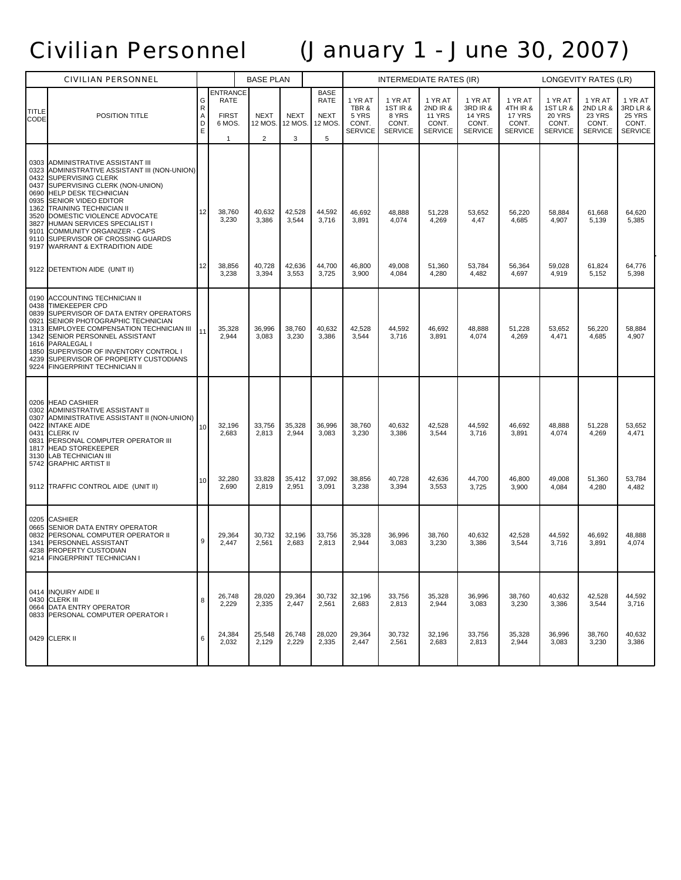# Civilian Personnel (January 1 - June 30, 2007)

| CIVILIAN PERSONNEL | | | BASE PLAN | | | | INTERMEDIATE RATES (IR) | | | | LONGEVITY RATES (LR) | | | |
|---|---|---|---|---|---|---|---|---|---|---|---|---|---|---|
| TITLE CODE | POSITION TITLE | GRADE | ENTRANCE RATE FIRST 6 MOS. 1 | NEXT 12 MOS. 2 | NEXT 12 MOS. 3 | BASE RATE NEXT 12 MOS. 5 | 1 YR AT TBR & 5 YRS CONT. SERVICE | 1 YR AT 1ST IR & 8 YRS CONT. SERVICE | 1 YR AT 2ND IR & 11 YRS CONT. SERVICE | 1 YR AT 3RD IR & 14 YRS CONT. SERVICE | 1 YR AT 4TH IR & 17 YRS CONT. SERVICE | 1 YR AT 1ST LR & 20 YRS CONT. SERVICE | 1 YR AT 2ND LR & 23 YRS CONT. SERVICE | 1 YR AT 3RD LR & 25 YRS CONT. SERVICE |
| 0303<br>0323<br>0432<br>0437<br>0690<br>0935<br>1362<br>3520<br>3827<br>9101<br>9110<br>9197 | ADMINISTRATIVE ASSISTANT III<br>ADMINISTRATIVE ASSISTANT III (NON-UNION)<br>SUPERVISING CLERK<br>SUPERVISING CLERK (NON-UNION)<br>HELP DESK TECHNICIAN<br>SENIOR VIDEO EDITOR<br>TRAINING TECHNICIAN II<br>DOMESTIC VIOLENCE ADVOCATE<br>HUMAN SERVICES SPECIALIST I<br>COMMUNITY ORGANIZER - CAPS<br>SUPERVISOR OF CROSSING GUARDS<br>WARRANT & EXTRADITION AIDE | 12 | 38,760<br>3,230 | 40,632<br>3,386 | 42,528<br>3,544 | 44,592<br>3,716 | 46,692<br>3,891 | 48,888<br>4,074 | 51,228<br>4,269 | 53,652<br>4,47 | 56,220<br>4,685 | 58,884<br>4,907 | 61,668<br>5,139 | 64,620<br>5,385 |
| 9122 | DETENTION AIDE (UNIT II) | 12 | 38,856<br>3,238 | 40,728<br>3,394 | 42,636<br>3,553 | 44,700<br>3,725 | 46,800<br>3,900 | 49,008<br>4,084 | 51,360<br>4,280 | 53,784<br>4,482 | 56,364<br>4,697 | 59,028<br>4,919 | 61,824<br>5,152 | 64,776<br>5,398 |
| 0190<br>0438<br>0839<br>0921<br>1313<br>1342<br>1616<br>1850<br>4239<br>9224 | ACCOUNTING TECHNICIAN II<br>TIMEKEEPER CPD<br>SUPERVISOR OF DATA ENTRY OPERATORS<br>SENIOR PHOTOGRAPHIC TECHNICIAN<br>EMPLOYEE COMPENSATION TECHNICIAN III<br>SENIOR PERSONNEL ASSISTANT<br>PARALEGAL I<br>SUPERVISOR OF INVENTORY CONTROL I<br>SUPERVISOR OF PROPERTY CUSTODIANS<br>FINGERPRINT TECHNICIAN II | 11 | 35,328<br>2,944 | 36,996<br>3,083 | 38,760<br>3,230 | 40,632<br>3,386 | 42,528<br>3,544 | 44,592<br>3,716 | 46,692<br>3,891 | 48,888<br>4,074 | 51,228<br>4,269 | 53,652<br>4,471 | 56,220<br>4,685 | 58,884<br>4,907 |
| 0206<br>0302<br>0307<br>0422<br>0431<br>0831<br>1817<br>3130<br>5742 | HEAD CASHIER<br>ADMINISTRATIVE ASSISTANT II<br>ADMINISTRATIVE ASSISTANT II (NON-UNION)<br>INTAKE AIDE<br>CLERK IV<br>PERSONAL COMPUTER OPERATOR III<br>HEAD STOREKEEPER<br>LAB TECHNICIAN III<br>GRAPHIC ARTIST II | 10 | 32,196<br>2,683 | 33,756<br>2,813 | 35,328<br>2,944 | 36,996<br>3,083 | 38,760<br>3,230 | 40,632<br>3,386 | 42,528<br>3,544 | 44,592<br>3,716 | 46,692<br>3,891 | 48,888<br>4,074 | 51,228<br>4,269 | 53,652<br>4,471 |
| 9112 | TRAFFIC CONTROL AIDE (UNIT II) | 10 | 32,280<br>2,690 | 33,828<br>2,819 | 35,412<br>2,951 | 37,092<br>3,091 | 38,856<br>3,238 | 40,728<br>3,394 | 42,636<br>3,553 | 44,700<br>3,725 | 46,800<br>3,900 | 49,008<br>4,084 | 51,360<br>4,280 | 53,784<br>4,482 |
| 0205<br>0665<br>0832<br>1341<br>4238<br>9214 | CASHIER<br>SENIOR DATA ENTRY OPERATOR<br>PERSONAL COMPUTER OPERATOR II<br>PERSONNEL ASSISTANT<br>PROPERTY CUSTODIAN<br>FINGERPRINT TECHNICIAN I | 9 | 29,364<br>2,447 | 30,732<br>2,561 | 32,196<br>2,683 | 33,756<br>2,813 | 35,328<br>2,944 | 36,996<br>3,083 | 38,760<br>3,230 | 40,632<br>3,386 | 42,528<br>3,544 | 44,592<br>3,716 | 46,692<br>3,891 | 48,888<br>4,074 |
| 0414<br>0430<br>0664<br>0833 | INQUIRY AIDE II<br>CLERK III<br>DATA ENTRY OPERATOR<br>PERSONAL COMPUTER OPERATOR I | 8 | 26,748<br>2,229 | 28,020<br>2,335 | 29,364<br>2,447 | 30,732<br>2,561 | 32,196<br>2,683 | 33,756<br>2,813 | 35,328<br>2,944 | 36,996<br>3,083 | 38,760<br>3,230 | 40,632<br>3,386 | 42,528<br>3,544 | 44,592<br>3,716 |
| 0429 | CLERK II | 6 | 24,384<br>2,032 | 25,548<br>2,129 | 26,748<br>2,229 | 28,020<br>2,335 | 29,364<br>2,447 | 30,732<br>2,561 | 32,196<br>2,683 | 33,756<br>2,813 | 35,328<br>2,944 | 36,996<br>3,083 | 38,760<br>3,230 | 40,632<br>3,386 |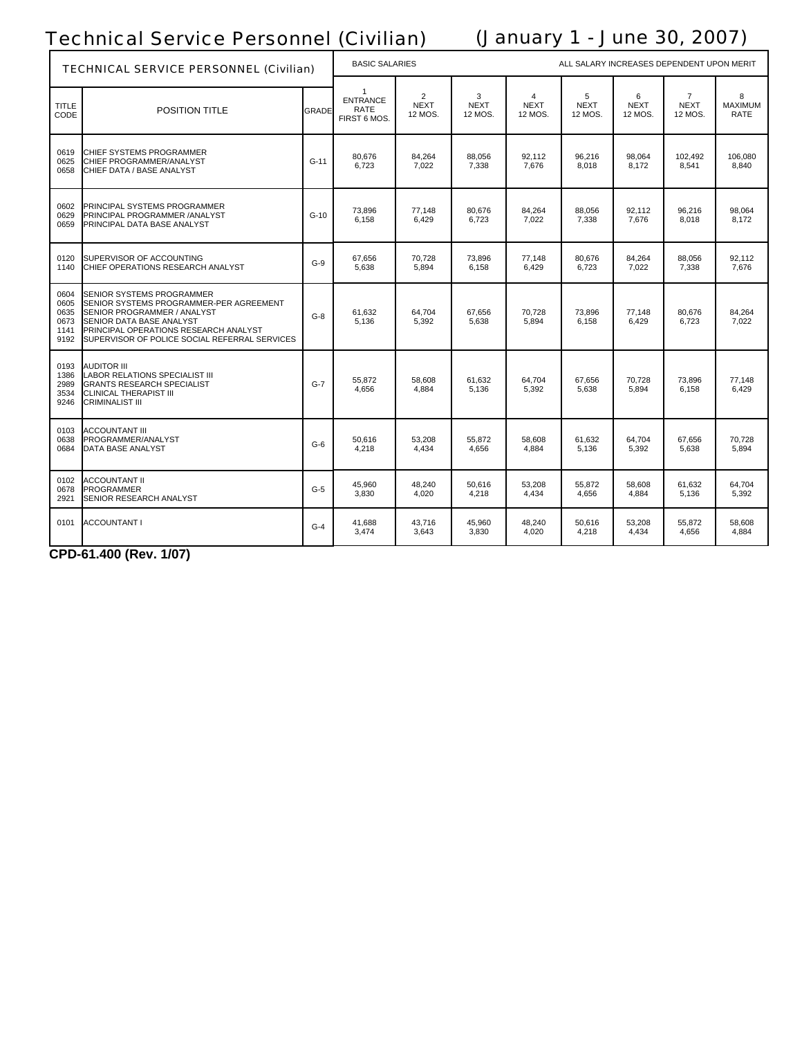# Technical Service Personnel (Civilian) (January 1 - June 30, 2007)

| TECHNICAL SERVICE PERSONNEL (Civilian) | | | BASIC SALARIES | | | | ALL SALARY INCREASES DEPENDENT UPON MERIT | | | |
|---|---|---|---|---|---|---|---|---|---|---|
| TITLE CODE | POSITION TITLE | GRADE | 1 ENTRANCE RATE FIRST 6 MOS. | 2 NEXT 12 MOS. | 3 NEXT 12 MOS. | 4 NEXT 12 MOS. | 5 NEXT 12 MOS. | 6 NEXT 12 MOS. | 7 NEXT 12 MOS. | 8 MAXIMUM RATE |
| 0619<br>0625<br>0658 | CHIEF SYSTEMS PROGRAMMER<br>CHIEF PROGRAMMER/ANALYST<br>CHIEF DATA / BASE ANALYST | G-11 | 80,676<br>6,723 | 84,264<br>7,022 | 88,056<br>7,338 | 92,112<br>7,676 | 96,216<br>8,018 | 98,064<br>8,172 | 102,492<br>8,541 | 106,080<br>8,840 |
| 0602<br>0629<br>0659 | PRINCIPAL SYSTEMS PROGRAMMER<br>PRINCIPAL PROGRAMMER /ANALYST<br>PRINCIPAL DATA BASE ANALYST | G-10 | 73,896<br>6,158 | 77,148<br>6,429 | 80,676<br>6,723 | 84,264<br>7,022 | 88,056<br>7,338 | 92,112<br>7,676 | 96,216<br>8,018 | 98,064<br>8,172 |
| 0120<br>1140 | SUPERVISOR OF ACCOUNTING<br>CHIEF OPERATIONS RESEARCH ANALYST | G-9 | 67,656<br>5,638 | 70,728<br>5,894 | 73,896<br>6,158 | 77,148<br>6,429 | 80,676<br>6,723 | 84,264<br>7,022 | 88,056<br>7,338 | 92,112<br>7,676 |
| 0604<br>0605<br>0635<br>0673<br>1141<br>9192 | SENIOR SYSTEMS PROGRAMMER<br>SENIOR SYSTEMS PROGRAMMER-PER AGREEMENT<br>SENIOR PROGRAMMER / ANALYST<br>SENIOR DATA BASE ANALYST<br>PRINCIPAL OPERATIONS RESEARCH ANALYST<br>SUPERVISOR OF POLICE SOCIAL REFERRAL SERVICES | G-8 | 61,632<br>5,136 | 64,704<br>5,392 | 67,656<br>5,638 | 70,728<br>5,894 | 73,896<br>6,158 | 77,148<br>6,429 | 80,676<br>6,723 | 84,264<br>7,022 |
| 0193<br>1386<br>2989<br>3534<br>9246 | AUDITOR III<br>LABOR RELATIONS SPECIALIST III<br>GRANTS RESEARCH SPECIALIST<br>CLINICAL THERAPIST III<br>CRIMINALIST III | G-7 | 55,872<br>4,656 | 58,608<br>4,884 | 61,632<br>5,136 | 64,704<br>5,392 | 67,656<br>5,638 | 70,728<br>5,894 | 73,896<br>6,158 | 77,148<br>6,429 |
| 0103<br>0638<br>0684 | ACCOUNTANT III<br>PROGRAMMER/ANALYST<br>DATA BASE ANALYST | G-6 | 50,616<br>4,218 | 53,208<br>4,434 | 55,872<br>4,656 | 58,608<br>4,884 | 61,632<br>5,136 | 64,704<br>5,392 | 67,656<br>5,638 | 70,728<br>5,894 |
| 0102<br>0678<br>2921 | ACCOUNTANT II<br>PROGRAMMER<br>SENIOR RESEARCH ANALYST | G-5 | 45,960<br>3,830 | 48,240<br>4,020 | 50,616<br>4,218 | 53,208<br>4,434 | 55,872<br>4,656 | 58,608<br>4,884 | 61,632<br>5,136 | 64,704<br>5,392 |
| 0101 | ACCOUNTANT I | G-4 | 41,688<br>3,474 | 43,716<br>3,643 | 45,960<br>3,830 | 48,240<br>4,020 | 50,616<br>4,218 | 53,208<br>4,434 | 55,872<br>4,656 | 58,608<br>4,884 |

**CPD-61.400 (Rev. 1/07)**